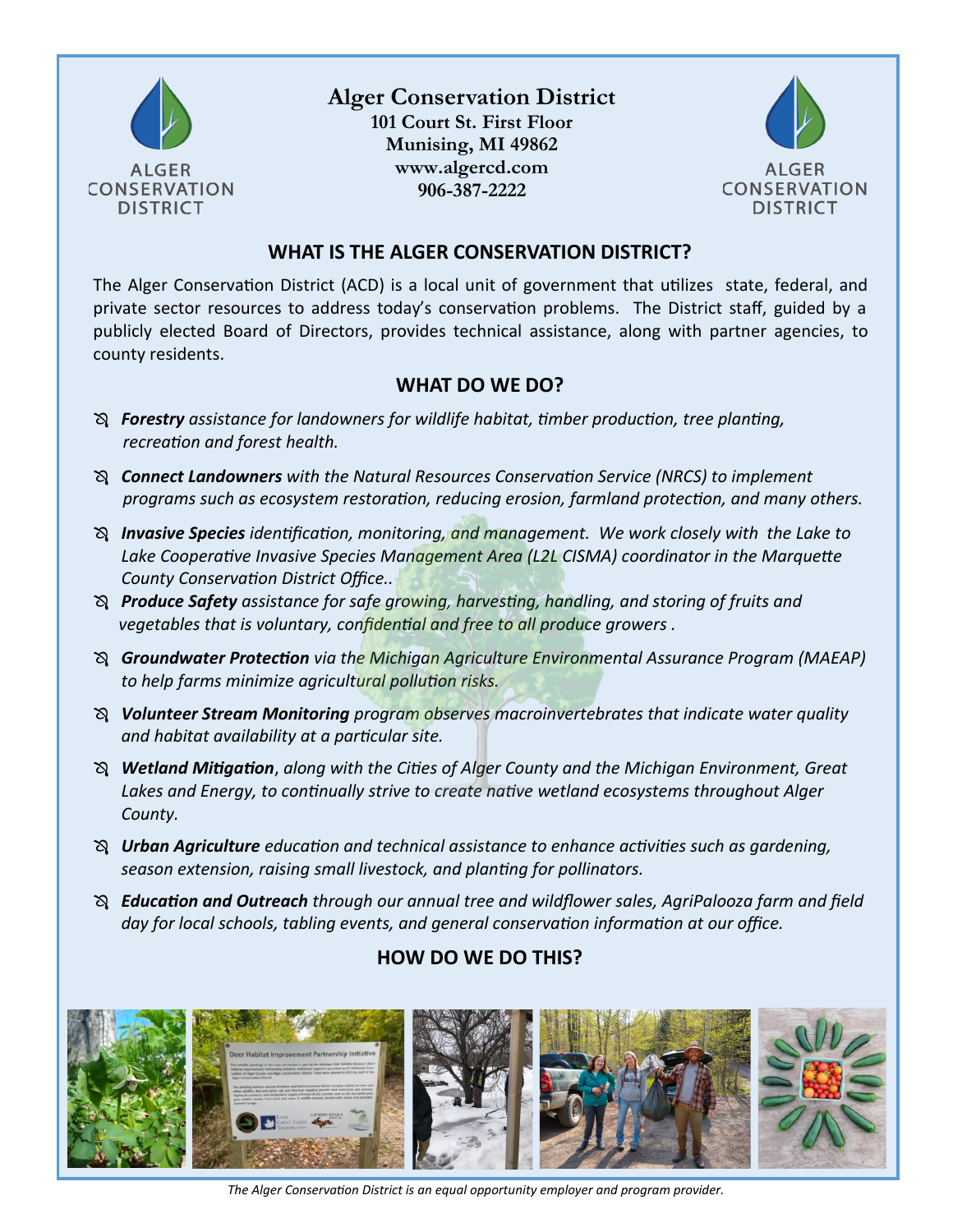**Alger Conservation District**
**101 Court St. First Floor**
**Munising, MI 49862**
**www.algercd.com**
**906-387-2222**

## WHAT IS THE ALGER CONSERVATION DISTRICT?

The Alger Conservation District (ACD) is a local unit of government that utilizes state, federal, and private sector resources to address today's conservation problems. The District staff, guided by a publicly elected Board of Directors, provides technical assistance, along with partner agencies, to county residents.

## WHAT DO WE DO?

- ***Forestry*** *assistance for landowners for wildlife habitat, timber production, tree planting, recreation and forest health.*
- ***Connect Landowners*** *with the Natural Resources Conservation Service (NRCS) to implement programs such as ecosystem restoration, reducing erosion, farmland protection, and many others.*
- ***Invasive Species*** *identification, monitoring, and management. We work closely with the Lake to Lake Cooperative Invasive Species Management Area (L2L CISMA) coordinator in the Marquette County Conservation District Office..*
- ***Produce Safety*** *assistance for safe growing, harvesting, handling, and storing of fruits and vegetables that is voluntary, confidential and free to all produce growers .*
- ***Groundwater Protection*** *via the Michigan Agriculture Environmental Assurance Program (MAEAP) to help farms minimize agricultural pollution risks.*
- ***Volunteer Stream Monitoring*** *program observes macroinvertebrates that indicate water quality and habitat availability at a particular site.*
- ***Wetland Mitigation****, along with the Cities of Alger County and the Michigan Environment, Great Lakes and Energy, to continually strive to create native wetland ecosystems throughout Alger County.*
- ***Urban Agriculture*** *education and technical assistance to enhance activities such as gardening, season extension, raising small livestock, and planting for pollinators.*
- ***Education and Outreach*** *through our annual tree and wildflower sales, AgriPalooza farm and field day for local schools, tabling events, and general conservation information at our office.*

## HOW DO WE DO THIS?

*The Alger Conservation District is an equal opportunity employer and program provider.*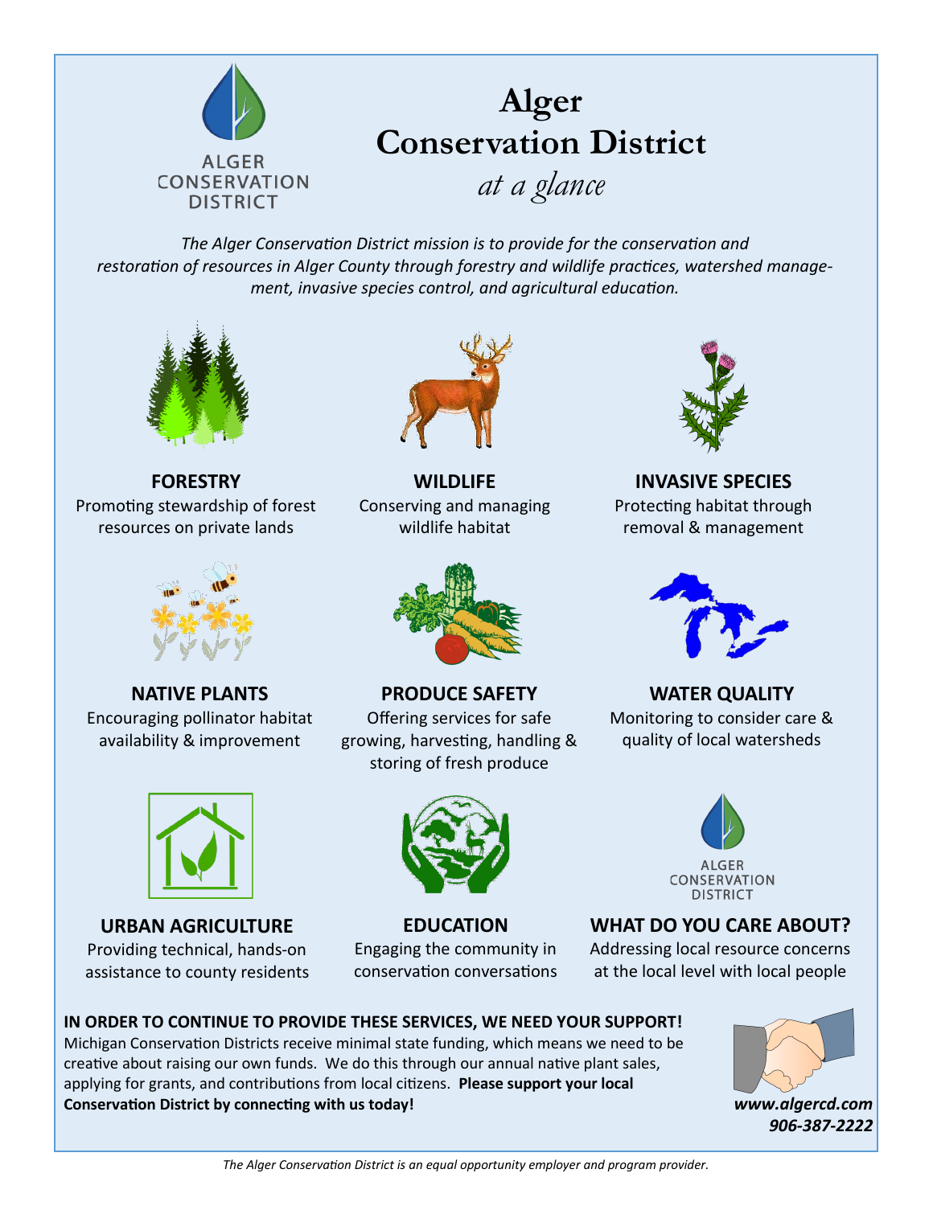ALGER CONSERVATION DISTRICT

# Alger Conservation District

*at a glance*

*The Alger Conservation District mission is to provide for the conservation and restoration of resources in Alger County through forestry and wildlife practices, watershed management, invasive species control, and agricultural education.*

**FORESTRY**
Promoting stewardship of forest resources on private lands

**WILDLIFE**
Conserving and managing wildlife habitat

**INVASIVE SPECIES**
Protecting habitat through removal & management

**NATIVE PLANTS**
Encouraging pollinator habitat availability & improvement

**PRODUCE SAFETY**
Offering services for safe growing, harvesting, handling & storing of fresh produce

**WATER QUALITY**
Monitoring to consider care & quality of local watersheds

**URBAN AGRICULTURE**
Providing technical, hands-on assistance to county residents

**EDUCATION**
Engaging the community in conservation conversations

ALGER CONSERVATION DISTRICT

**WHAT DO YOU CARE ABOUT?**
Addressing local resource concerns at the local level with local people

**IN ORDER TO CONTINUE TO PROVIDE THESE SERVICES, WE NEED YOUR SUPPORT!**
Michigan Conservation Districts receive minimal state funding, which means we need to be creative about raising our own funds. We do this through our annual native plant sales, applying for grants, and contributions from local citizens. **Please support your local Conservation District by connecting with us today!**

***www.algercd.com***
***906-387-2222***

*The Alger Conservation District is an equal opportunity employer and program provider.*